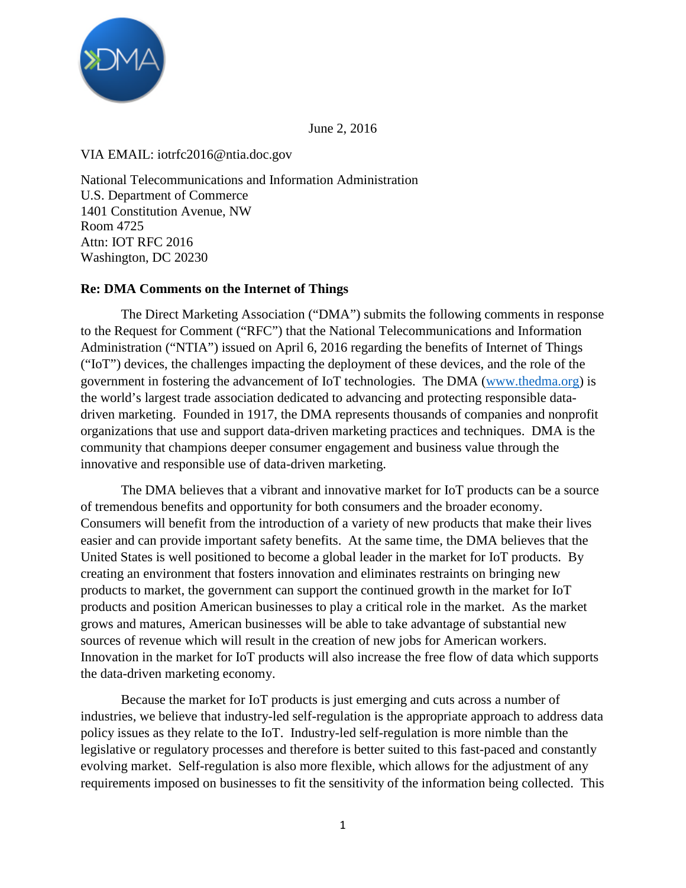June 2, 2016

VIA EMAIL: iotrfc2016@ntia.doc.gov

National Telecommunications and Information Administration
U.S. Department of Commerce
1401 Constitution Avenue, NW
Room 4725
Attn: IOT RFC 2016
Washington, DC 20230

**Re: DMA Comments on the Internet of Things**

The Direct Marketing Association ("DMA") submits the following comments in response to the Request for Comment ("RFC") that the National Telecommunications and Information Administration ("NTIA") issued on April 6, 2016 regarding the benefits of Internet of Things ("IoT") devices, the challenges impacting the deployment of these devices, and the role of the government in fostering the advancement of IoT technologies. The DMA ([www.thedma.org](http://www.thedma.org)) is the world's largest trade association dedicated to advancing and protecting responsible data-driven marketing. Founded in 1917, the DMA represents thousands of companies and nonprofit organizations that use and support data-driven marketing practices and techniques. DMA is the community that champions deeper consumer engagement and business value through the innovative and responsible use of data-driven marketing.

The DMA believes that a vibrant and innovative market for IoT products can be a source of tremendous benefits and opportunity for both consumers and the broader economy. Consumers will benefit from the introduction of a variety of new products that make their lives easier and can provide important safety benefits. At the same time, the DMA believes that the United States is well positioned to become a global leader in the market for IoT products. By creating an environment that fosters innovation and eliminates restraints on bringing new products to market, the government can support the continued growth in the market for IoT products and position American businesses to play a critical role in the market. As the market grows and matures, American businesses will be able to take advantage of substantial new sources of revenue which will result in the creation of new jobs for American workers. Innovation in the market for IoT products will also increase the free flow of data which supports the data-driven marketing economy.

Because the market for IoT products is just emerging and cuts across a number of industries, we believe that industry-led self-regulation is the appropriate approach to address data policy issues as they relate to the IoT. Industry-led self-regulation is more nimble than the legislative or regulatory processes and therefore is better suited to this fast-paced and constantly evolving market. Self-regulation is also more flexible, which allows for the adjustment of any requirements imposed on businesses to fit the sensitivity of the information being collected. This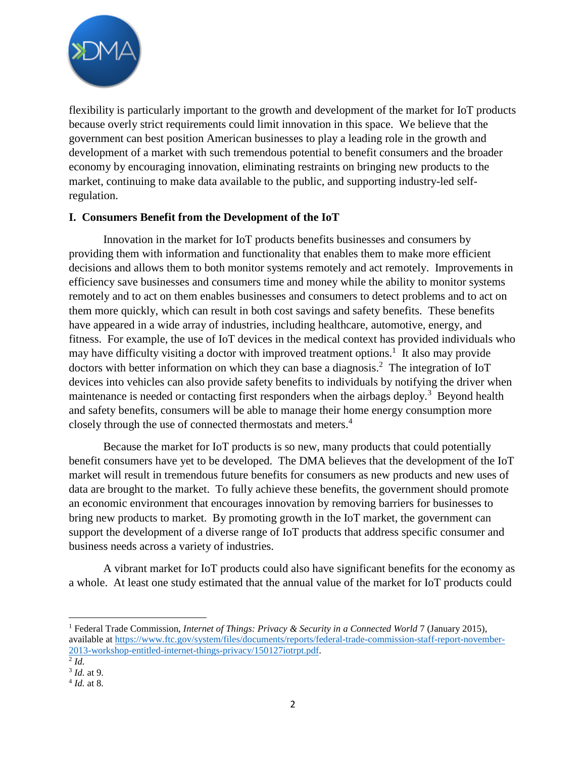flexibility is particularly important to the growth and development of the market for IoT products because overly strict requirements could limit innovation in this space. We believe that the government can best position American businesses to play a leading role in the growth and development of a market with such tremendous potential to benefit consumers and the broader economy by encouraging innovation, eliminating restraints on bringing new products to the market, continuing to make data available to the public, and supporting industry-led self-regulation.

## I. Consumers Benefit from the Development of the IoT

Innovation in the market for IoT products benefits businesses and consumers by providing them with information and functionality that enables them to make more efficient decisions and allows them to both monitor systems remotely and act remotely. Improvements in efficiency save businesses and consumers time and money while the ability to monitor systems remotely and to act on them enables businesses and consumers to detect problems and to act on them more quickly, which can result in both cost savings and safety benefits. These benefits have appeared in a wide array of industries, including healthcare, automotive, energy, and fitness. For example, the use of IoT devices in the medical context has provided individuals who may have difficulty visiting a doctor with improved treatment options.[1] It also may provide doctors with better information on which they can base a diagnosis.[2] The integration of IoT devices into vehicles can also provide safety benefits to individuals by notifying the driver when maintenance is needed or contacting first responders when the airbags deploy.[3] Beyond health and safety benefits, consumers will be able to manage their home energy consumption more closely through the use of connected thermostats and meters.[4]

Because the market for IoT products is so new, many products that could potentially benefit consumers have yet to be developed. The DMA believes that the development of the IoT market will result in tremendous future benefits for consumers as new products and new uses of data are brought to the market. To fully achieve these benefits, the government should promote an economic environment that encourages innovation by removing barriers for businesses to bring new products to market. By promoting growth in the IoT market, the government can support the development of a diverse range of IoT products that address specific consumer and business needs across a variety of industries.

A vibrant market for IoT products could also have significant benefits for the economy as a whole. At least one study estimated that the annual value of the market for IoT products could

---

[1] Federal Trade Commission, *Internet of Things: Privacy & Security in a Connected World* 7 (January 2015), available at [https://www.ftc.gov/system/files/documents/reports/federal-trade-commission-staff-report-november-2013-workshop-entitled-internet-things-privacy/150127iotrpt.pdf](https://www.ftc.gov/system/files/documents/reports/federal-trade-commission-staff-report-november-2013-workshop-entitled-internet-things-privacy/150127iotrpt.pdf).

[2] *Id.*

[3] *Id.* at 9.

[4] *Id.* at 8.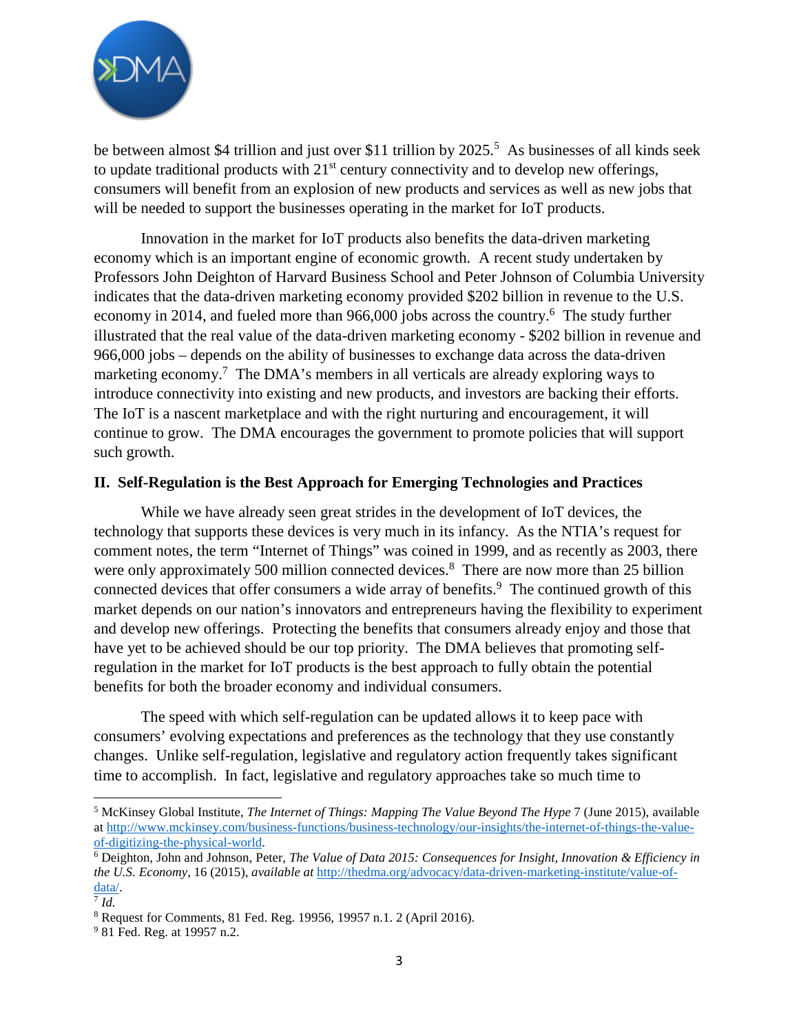be between almost $4 trillion and just over $11 trillion by 2025.[5] As businesses of all kinds seek to update traditional products with 21st century connectivity and to develop new offerings, consumers will benefit from an explosion of new products and services as well as new jobs that will be needed to support the businesses operating in the market for IoT products.

Innovation in the market for IoT products also benefits the data-driven marketing economy which is an important engine of economic growth. A recent study undertaken by Professors John Deighton of Harvard Business School and Peter Johnson of Columbia University indicates that the data-driven marketing economy provided $202 billion in revenue to the U.S. economy in 2014, and fueled more than 966,000 jobs across the country.[6] The study further illustrated that the real value of the data-driven marketing economy - $202 billion in revenue and 966,000 jobs – depends on the ability of businesses to exchange data across the data-driven marketing economy.[7] The DMA's members in all verticals are already exploring ways to introduce connectivity into existing and new products, and investors are backing their efforts. The IoT is a nascent marketplace and with the right nurturing and encouragement, it will continue to grow. The DMA encourages the government to promote policies that will support such growth.

## II. Self-Regulation is the Best Approach for Emerging Technologies and Practices

While we have already seen great strides in the development of IoT devices, the technology that supports these devices is very much in its infancy. As the NTIA's request for comment notes, the term "Internet of Things" was coined in 1999, and as recently as 2003, there were only approximately 500 million connected devices.[8] There are now more than 25 billion connected devices that offer consumers a wide array of benefits.[9] The continued growth of this market depends on our nation's innovators and entrepreneurs having the flexibility to experiment and develop new offerings. Protecting the benefits that consumers already enjoy and those that have yet to be achieved should be our top priority. The DMA believes that promoting self-regulation in the market for IoT products is the best approach to fully obtain the potential benefits for both the broader economy and individual consumers.

The speed with which self-regulation can be updated allows it to keep pace with consumers' evolving expectations and preferences as the technology that they use constantly changes. Unlike self-regulation, legislative and regulatory action frequently takes significant time to accomplish. In fact, legislative and regulatory approaches take so much time to

---

[5] McKinsey Global Institute, *The Internet of Things: Mapping The Value Beyond The Hype* 7 (June 2015), available at http://www.mckinsey.com/business-functions/business-technology/our-insights/the-internet-of-things-the-value-of-digitizing-the-physical-world.

[6] Deighton, John and Johnson, Peter, *The Value of Data 2015: Consequences for Insight, Innovation & Efficiency in the U.S. Economy*, 16 (2015), *available at* http://thedma.org/advocacy/data-driven-marketing-institute/value-of-data/.

[7] *Id.*

[8] Request for Comments, 81 Fed. Reg. 19956, 19957 n.1. 2 (April 2016).

[9] 81 Fed. Reg. at 19957 n.2.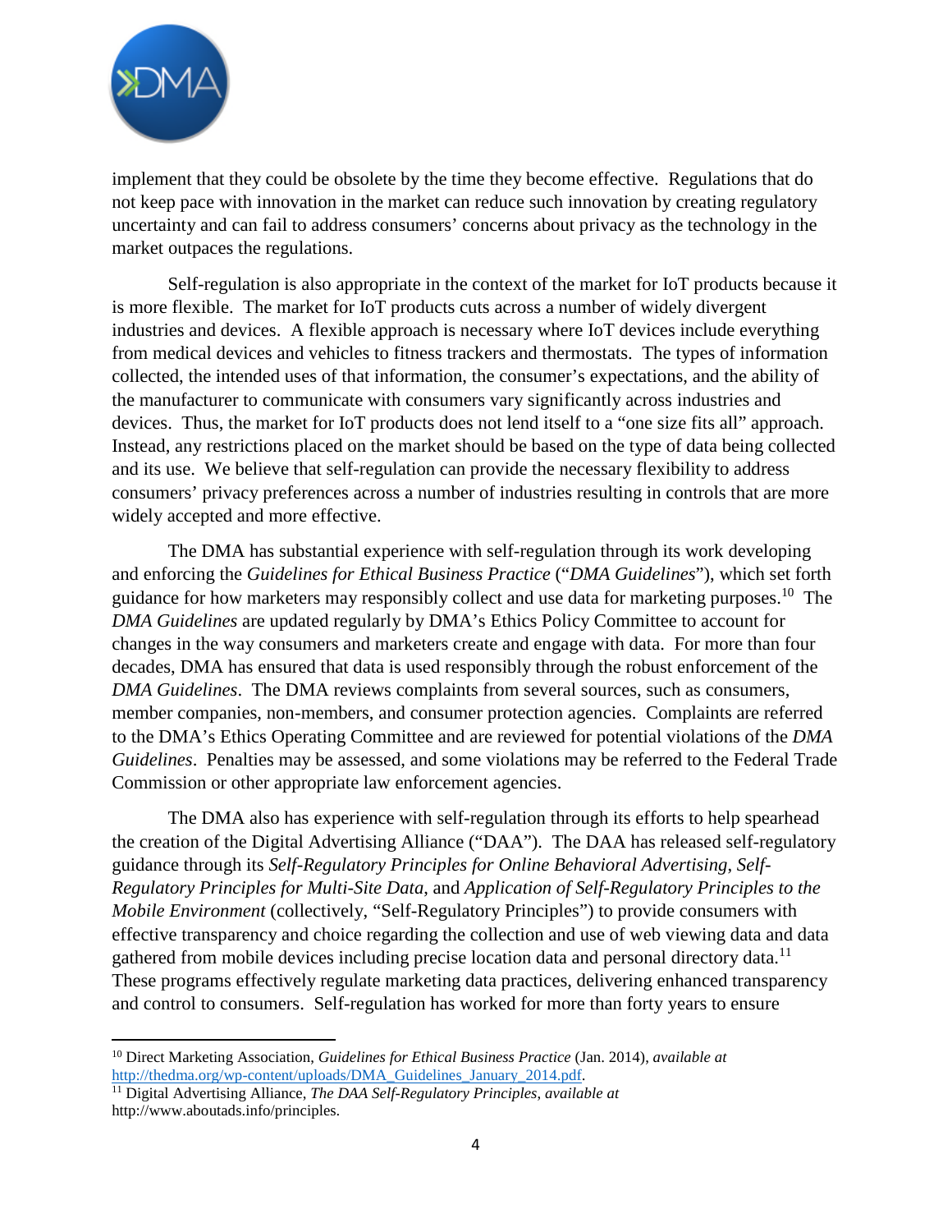implement that they could be obsolete by the time they become effective. Regulations that do not keep pace with innovation in the market can reduce such innovation by creating regulatory uncertainty and can fail to address consumers' concerns about privacy as the technology in the market outpaces the regulations.

Self-regulation is also appropriate in the context of the market for IoT products because it is more flexible. The market for IoT products cuts across a number of widely divergent industries and devices. A flexible approach is necessary where IoT devices include everything from medical devices and vehicles to fitness trackers and thermostats. The types of information collected, the intended uses of that information, the consumer's expectations, and the ability of the manufacturer to communicate with consumers vary significantly across industries and devices. Thus, the market for IoT products does not lend itself to a "one size fits all" approach. Instead, any restrictions placed on the market should be based on the type of data being collected and its use. We believe that self-regulation can provide the necessary flexibility to address consumers' privacy preferences across a number of industries resulting in controls that are more widely accepted and more effective.

The DMA has substantial experience with self-regulation through its work developing and enforcing the *Guidelines for Ethical Business Practice* ("*DMA Guidelines*"), which set forth guidance for how marketers may responsibly collect and use data for marketing purposes.[10] The *DMA Guidelines* are updated regularly by DMA's Ethics Policy Committee to account for changes in the way consumers and marketers create and engage with data. For more than four decades, DMA has ensured that data is used responsibly through the robust enforcement of the *DMA Guidelines*. The DMA reviews complaints from several sources, such as consumers, member companies, non-members, and consumer protection agencies. Complaints are referred to the DMA's Ethics Operating Committee and are reviewed for potential violations of the *DMA Guidelines*. Penalties may be assessed, and some violations may be referred to the Federal Trade Commission or other appropriate law enforcement agencies.

The DMA also has experience with self-regulation through its efforts to help spearhead the creation of the Digital Advertising Alliance ("DAA"). The DAA has released self-regulatory guidance through its *Self-Regulatory Principles for Online Behavioral Advertising*, *Self-Regulatory Principles for Multi-Site Data*, and *Application of Self-Regulatory Principles to the Mobile Environment* (collectively, "Self-Regulatory Principles") to provide consumers with effective transparency and choice regarding the collection and use of web viewing data and data gathered from mobile devices including precise location data and personal directory data.[11] These programs effectively regulate marketing data practices, delivering enhanced transparency and control to consumers. Self-regulation has worked for more than forty years to ensure

---

[10] Direct Marketing Association, *Guidelines for Ethical Business Practice* (Jan. 2014), *available at* http://thedma.org/wp-content/uploads/DMA_Guidelines_January_2014.pdf.

[11] Digital Advertising Alliance, *The DAA Self-Regulatory Principles*, *available at* http://www.aboutads.info/principles.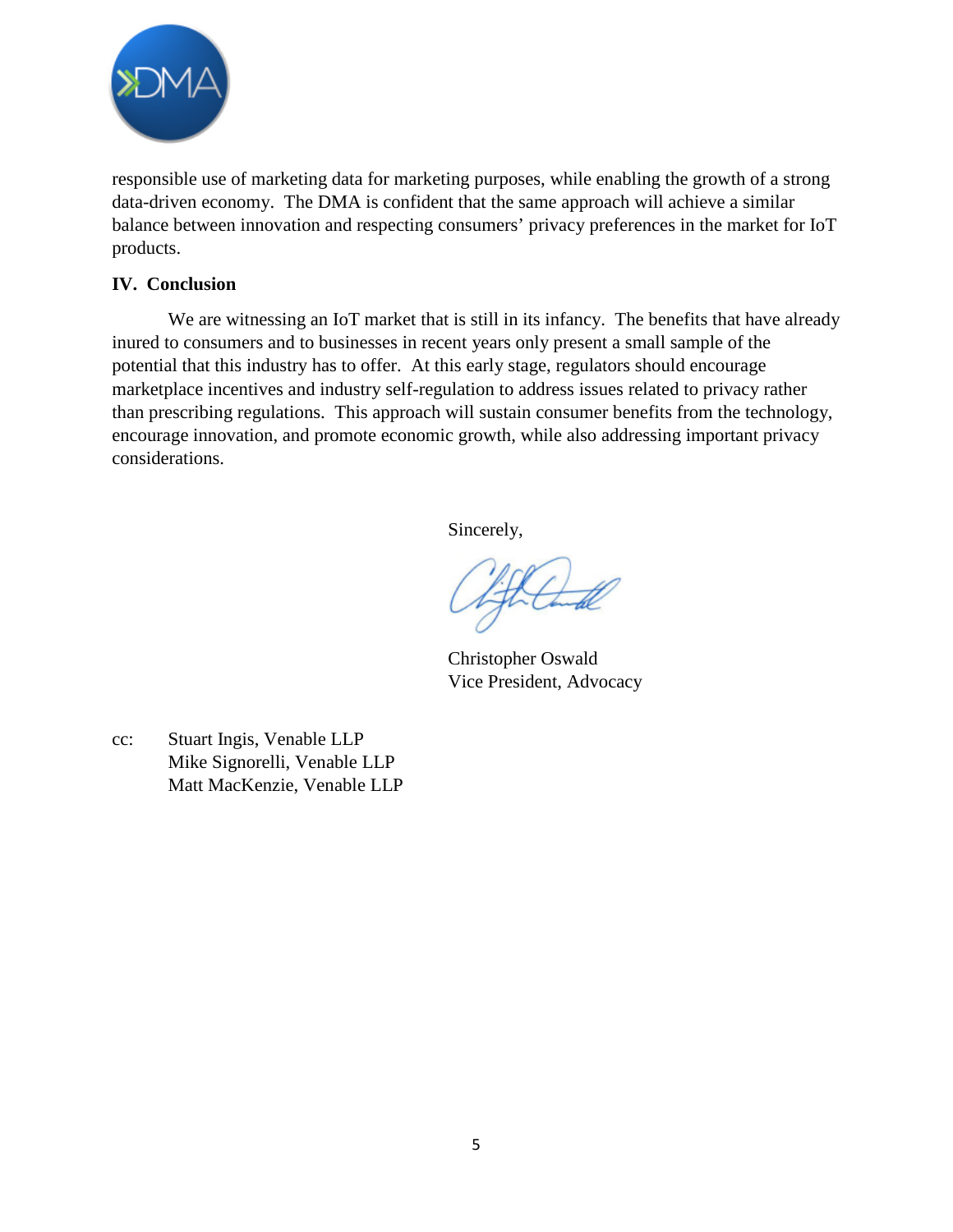responsible use of marketing data for marketing purposes, while enabling the growth of a strong data-driven economy. The DMA is confident that the same approach will achieve a similar balance between innovation and respecting consumers' privacy preferences in the market for IoT products.

## IV. Conclusion

We are witnessing an IoT market that is still in its infancy. The benefits that have already inured to consumers and to businesses in recent years only present a small sample of the potential that this industry has to offer. At this early stage, regulators should encourage marketplace incentives and industry self-regulation to address issues related to privacy rather than prescribing regulations. This approach will sustain consumer benefits from the technology, encourage innovation, and promote economic growth, while also addressing important privacy considerations.

Sincerely,

Christopher Oswald
Vice President, Advocacy

cc: Stuart Ingis, Venable LLP
Mike Signorelli, Venable LLP
Matt MacKenzie, Venable LLP